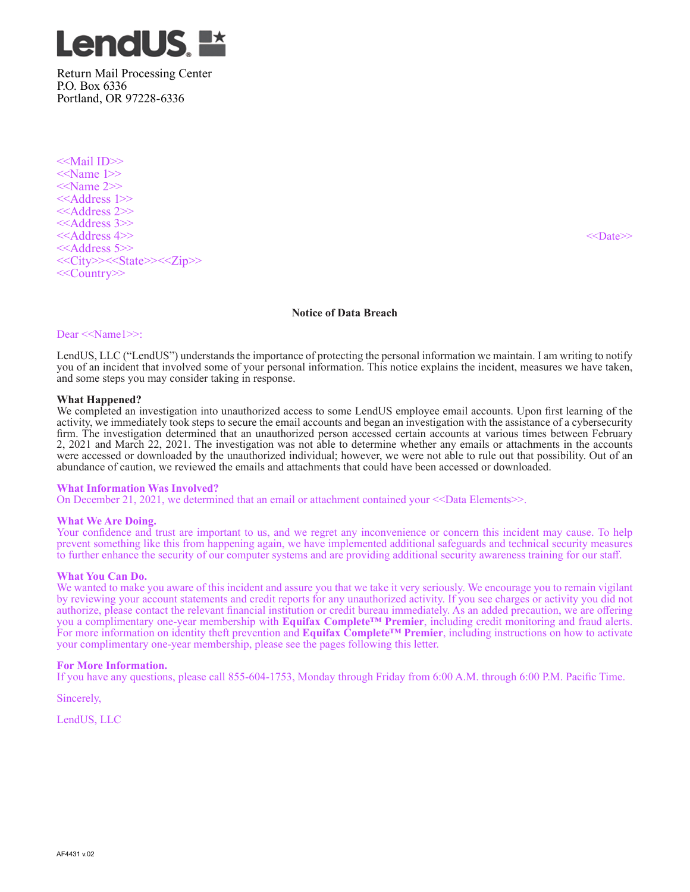LendUS.

Return Mail Processing Center
P.O. Box 6336
Portland, OR 97228-6336

<<Mail ID>>
<<Name 1>>
<<Name 2>>
<<Address 1>>
<<Address 2>>
<<Address 3>>
<<Address 4>>
<<Address 5>>
<<City>><<State>><<Zip>>
<<Country>>

<<Date>>

**Notice of Data Breach**

Dear <<Name1>>:

LendUS, LLC ("LendUS") understands the importance of protecting the personal information we maintain. I am writing to notify you of an incident that involved some of your personal information. This notice explains the incident, measures we have taken, and some steps you may consider taking in response.

**What Happened?**
We completed an investigation into unauthorized access to some LendUS employee email accounts. Upon first learning of the activity, we immediately took steps to secure the email accounts and began an investigation with the assistance of a cybersecurity firm. The investigation determined that an unauthorized person accessed certain accounts at various times between February 2, 2021 and March 22, 2021. The investigation was not able to determine whether any emails or attachments in the accounts were accessed or downloaded by the unauthorized individual; however, we were not able to rule out that possibility. Out of an abundance of caution, we reviewed the emails and attachments that could have been accessed or downloaded.

**What Information Was Involved?**
On December 21, 2021, we determined that an email or attachment contained your <<Data Elements>>.

**What We Are Doing.**
Your confidence and trust are important to us, and we regret any inconvenience or concern this incident may cause. To help prevent something like this from happening again, we have implemented additional safeguards and technical security measures to further enhance the security of our computer systems and are providing additional security awareness training for our staff.

**What You Can Do.**
We wanted to make you aware of this incident and assure you that we take it very seriously. We encourage you to remain vigilant by reviewing your account statements and credit reports for any unauthorized activity. If you see charges or activity you did not authorize, please contact the relevant financial institution or credit bureau immediately. As an added precaution, we are offering you a complimentary one-year membership with **Equifax Complete™ Premier**, including credit monitoring and fraud alerts. For more information on identity theft prevention and **Equifax Complete™ Premier**, including instructions on how to activate your complimentary one-year membership, please see the pages following this letter.

**For More Information.**
If you have any questions, please call 855-604-1753, Monday through Friday from 6:00 A.M. through 6:00 P.M. Pacific Time.

Sincerely,

LendUS, LLC

AF4431 v.02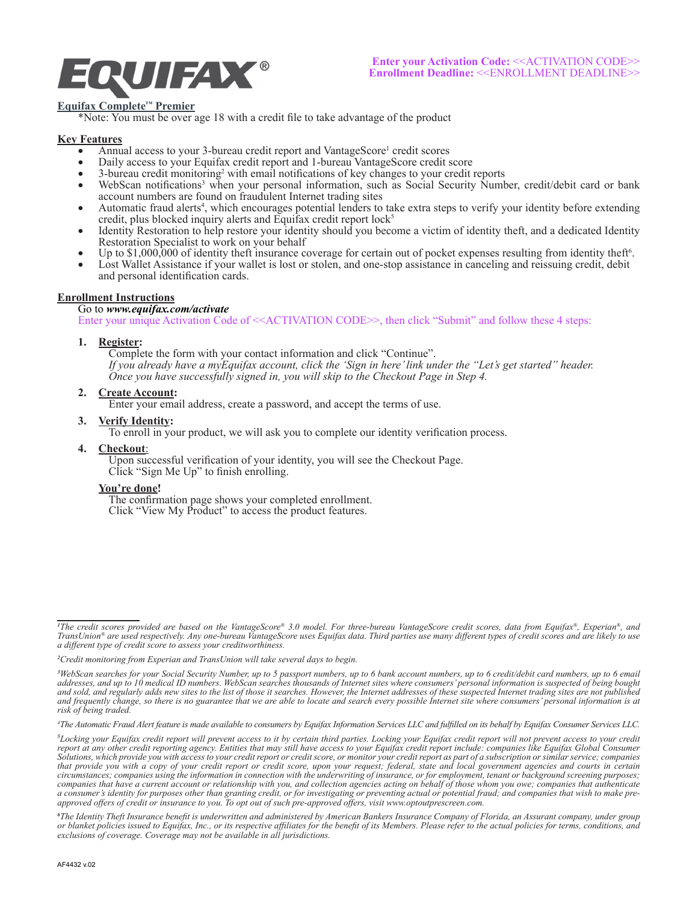**Enter your Activation Code:** <<ACTIVATION CODE>>
**Enrollment Deadline:** <<ENROLLMENT DEADLINE>>

## Equifax Complete™ Premier

*Note: You must be over age 18 with a credit file to take advantage of the product

### Key Features

- Annual access to your 3-bureau credit report and VantageScore[1] credit scores
- Daily access to your Equifax credit report and 1-bureau VantageScore credit score
- 3-bureau credit monitoring[2] with email notifications of key changes to your credit reports
- WebScan notifications[3] when your personal information, such as Social Security Number, credit/debit card or bank account numbers are found on fraudulent Internet trading sites
- Automatic fraud alerts[4], which encourages potential lenders to take extra steps to verify your identity before extending credit, plus blocked inquiry alerts and Equifax credit report lock[5]
- Identity Restoration to help restore your identity should you become a victim of identity theft, and a dedicated Identity Restoration Specialist to work on your behalf
- Up to $1,000,000 of identity theft insurance coverage for certain out of pocket expenses resulting from identity theft[6].
- Lost Wallet Assistance if your wallet is lost or stolen, and one-stop assistance in canceling and reissuing credit, debit and personal identification cards.

### Enrollment Instructions

Go to ***www.equifax.com/activate***

Enter your unique Activation Code of <<ACTIVATION CODE>>, then click "Submit" and follow these 4 steps:

1. **Register:**
   Complete the form with your contact information and click "Continue".
   *If you already have a myEquifax account, click the 'Sign in here' link under the "Let's get started" header. Once you have successfully signed in, you will skip to the Checkout Page in Step 4.*

2. **Create Account:**
   Enter your email address, create a password, and accept the terms of use.

3. **Verify Identity:**
   To enroll in your product, we will ask you to complete our identity verification process.

4. **Checkout:**
   Upon successful verification of your identity, you will see the Checkout Page.
   Click "Sign Me Up" to finish enrolling.

**You're done!**
The confirmation page shows your completed enrollment.
Click "View My Product" to access the product features.

---

*[1] The credit scores provided are based on the VantageScore® 3.0 model. For three-bureau VantageScore credit scores, data from Equifax®, Experian®, and TransUnion® are used respectively. Any one-bureau VantageScore uses Equifax data. Third parties use many different types of credit scores and are likely to use a different type of credit score to assess your creditworthiness.*

*[2] Credit monitoring from Experian and TransUnion will take several days to begin.*

*[3] WebScan searches for your Social Security Number, up to 5 passport numbers, up to 6 bank account numbers, up to 6 credit/debit card numbers, up to 6 email addresses, and up to 10 medical ID numbers. WebScan searches thousands of Internet sites where consumers' personal information is suspected of being bought and sold, and regularly adds new sites to the list of those it searches. However, the Internet addresses of these suspected Internet trading sites are not published and frequently change, so there is no guarantee that we are able to locate and search every possible Internet site where consumers' personal information is at risk of being traded.*

*[4] The Automatic Fraud Alert feature is made available to consumers by Equifax Information Services LLC and fulfilled on its behalf by Equifax Consumer Services LLC.*

*[5] Locking your Equifax credit report will prevent access to it by certain third parties. Locking your Equifax credit report will not prevent access to your credit report at any other credit reporting agency. Entities that may still have access to your Equifax credit report include: companies like Equifax Global Consumer Solutions, which provide you with access to your credit report or credit score, or monitor your credit report as part of a subscription or similar service; companies that provide you with a copy of your credit report or credit score, upon your request; federal, state and local government agencies and courts in certain circumstances; companies using the information in connection with the underwriting of insurance, or for employment, tenant or background screening purposes; companies that have a current account or relationship with you, and collection agencies acting on behalf of those whom you owe; companies that authenticate a consumer's identity for purposes other than granting credit, or for investigating or preventing actual or potential fraud; and companies that wish to make pre-approved offers of credit or insurance to you. To opt out of such pre-approved offers, visit www.optoutprescreen.com.*

*[6] The Identity Theft Insurance benefit is underwritten and administered by American Bankers Insurance Company of Florida, an Assurant company, under group or blanket policies issued to Equifax, Inc., or its respective affiliates for the benefit of its Members. Please refer to the actual policies for terms, conditions, and exclusions of coverage. Coverage may not be available in all jurisdictions.*

AF4432 v.02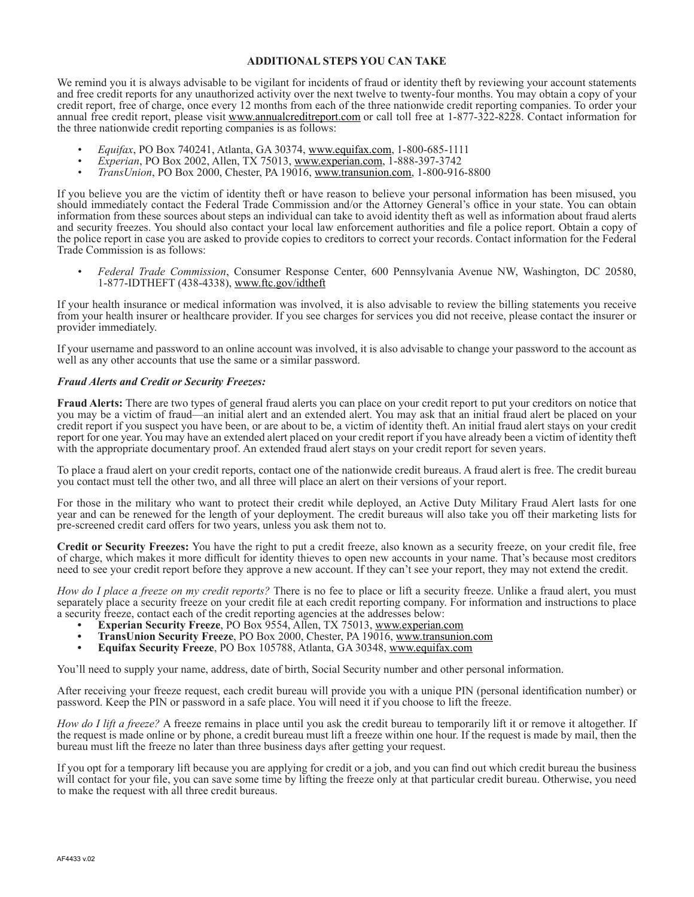## ADDITIONAL STEPS YOU CAN TAKE

We remind you it is always advisable to be vigilant for incidents of fraud or identity theft by reviewing your account statements and free credit reports for any unauthorized activity over the next twelve to twenty-four months. You may obtain a copy of your credit report, free of charge, once every 12 months from each of the three nationwide credit reporting companies. To order your annual free credit report, please visit www.annualcreditreport.com or call toll free at 1-877-322-8228. Contact information for the three nationwide credit reporting companies is as follows:

- *Equifax*, PO Box 740241, Atlanta, GA 30374, www.equifax.com, 1-800-685-1111
- *Experian*, PO Box 2002, Allen, TX 75013, www.experian.com, 1-888-397-3742
- *TransUnion*, PO Box 2000, Chester, PA 19016, www.transunion.com, 1-800-916-8800

If you believe you are the victim of identity theft or have reason to believe your personal information has been misused, you should immediately contact the Federal Trade Commission and/or the Attorney General's office in your state. You can obtain information from these sources about steps an individual can take to avoid identity theft as well as information about fraud alerts and security freezes. You should also contact your local law enforcement authorities and file a police report. Obtain a copy of the police report in case you are asked to provide copies to creditors to correct your records. Contact information for the Federal Trade Commission is as follows:

- *Federal Trade Commission*, Consumer Response Center, 600 Pennsylvania Avenue NW, Washington, DC 20580, 1-877-IDTHEFT (438-4338), www.ftc.gov/idtheft

If your health insurance or medical information was involved, it is also advisable to review the billing statements you receive from your health insurer or healthcare provider. If you see charges for services you did not receive, please contact the insurer or provider immediately.

If your username and password to an online account was involved, it is also advisable to change your password to the account as well as any other accounts that use the same or a similar password.

***Fraud Alerts and Credit or Security Freezes:***

**Fraud Alerts:** There are two types of general fraud alerts you can place on your credit report to put your creditors on notice that you may be a victim of fraud—an initial alert and an extended alert. You may ask that an initial fraud alert be placed on your credit report if you suspect you have been, or are about to be, a victim of identity theft. An initial fraud alert stays on your credit report for one year. You may have an extended alert placed on your credit report if you have already been a victim of identity theft with the appropriate documentary proof. An extended fraud alert stays on your credit report for seven years.

To place a fraud alert on your credit reports, contact one of the nationwide credit bureaus. A fraud alert is free. The credit bureau you contact must tell the other two, and all three will place an alert on their versions of your report.

For those in the military who want to protect their credit while deployed, an Active Duty Military Fraud Alert lasts for one year and can be renewed for the length of your deployment. The credit bureaus will also take you off their marketing lists for pre-screened credit card offers for two years, unless you ask them not to.

**Credit or Security Freezes:** You have the right to put a credit freeze, also known as a security freeze, on your credit file, free of charge, which makes it more difficult for identity thieves to open new accounts in your name. That's because most creditors need to see your credit report before they approve a new account. If they can't see your report, they may not extend the credit.

*How do I place a freeze on my credit reports?* There is no fee to place or lift a security freeze. Unlike a fraud alert, you must separately place a security freeze on your credit file at each credit reporting company. For information and instructions to place a security freeze, contact each of the credit reporting agencies at the addresses below:

- **Experian Security Freeze**, PO Box 9554, Allen, TX 75013, www.experian.com
- **TransUnion Security Freeze**, PO Box 2000, Chester, PA 19016, www.transunion.com
- **Equifax Security Freeze**, PO Box 105788, Atlanta, GA 30348, www.equifax.com

You'll need to supply your name, address, date of birth, Social Security number and other personal information.

After receiving your freeze request, each credit bureau will provide you with a unique PIN (personal identification number) or password. Keep the PIN or password in a safe place. You will need it if you choose to lift the freeze.

*How do I lift a freeze?* A freeze remains in place until you ask the credit bureau to temporarily lift it or remove it altogether. If the request is made online or by phone, a credit bureau must lift a freeze within one hour. If the request is made by mail, then the bureau must lift the freeze no later than three business days after getting your request.

If you opt for a temporary lift because you are applying for credit or a job, and you can find out which credit bureau the business will contact for your file, you can save some time by lifting the freeze only at that particular credit bureau. Otherwise, you need to make the request with all three credit bureaus.

AF4433 v.02